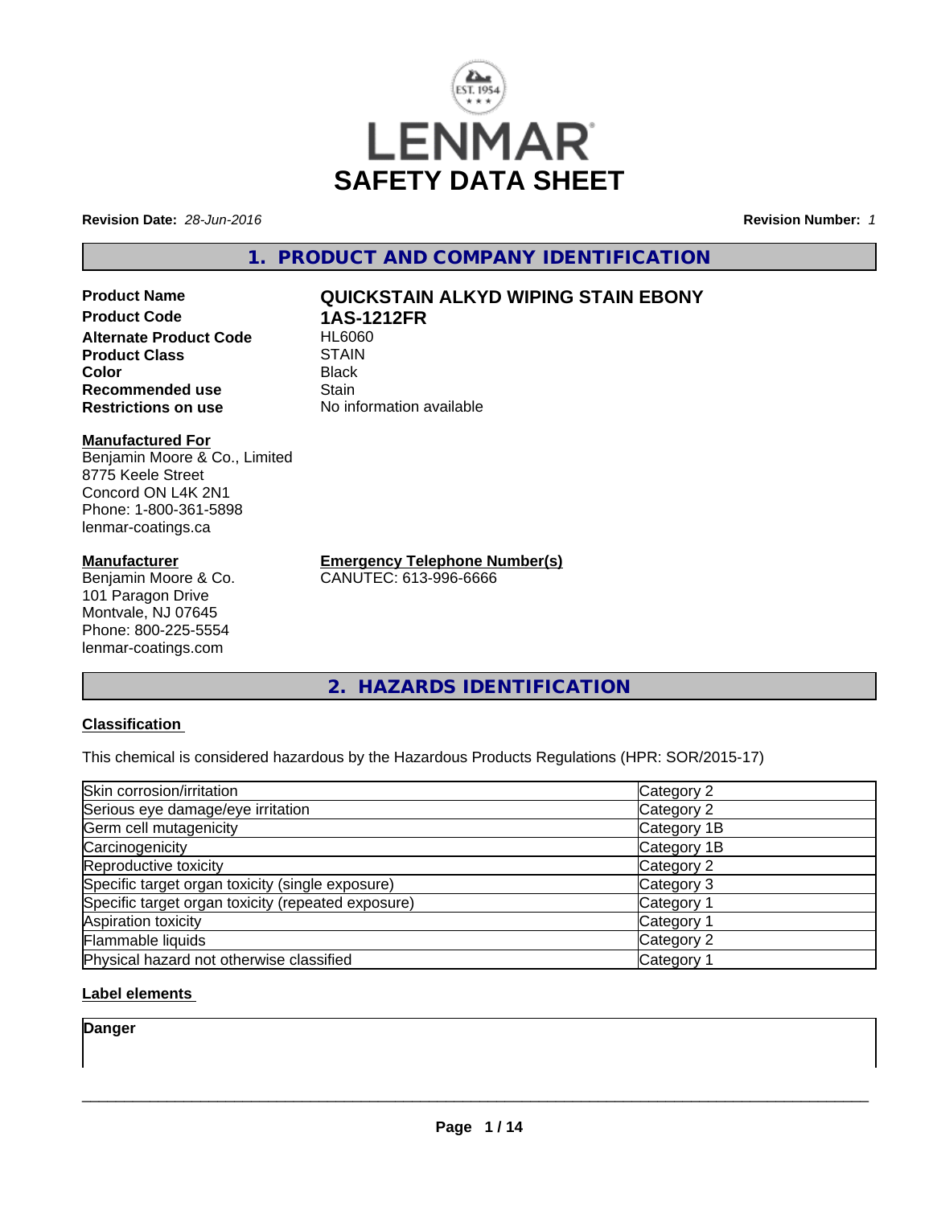# LENMAR

# SAFETY DATA SHEET

**Revision Date:** *28-Jun-2016* **Revision Number:** *1*

## 1. PRODUCT AND COMPANY IDENTIFICATION

| | |
|---|---|
| **Product Name** | **QUICKSTAIN ALKYD WIPING STAIN EBONY** |
| **Product Code** | **1AS-1212FR** |
| **Alternate Product Code** | HL6060 |
| **Product Class** | STAIN |
| **Color** | Black |
| **Recommended use** | Stain |
| **Restrictions on use** | No information available |

**Manufactured For**
Benjamin Moore & Co., Limited
8775 Keele Street
Concord ON L4K 2N1
Phone: 1-800-361-5898
lenmar-coatings.ca

**Manufacturer**
Benjamin Moore & Co.
101 Paragon Drive
Montvale, NJ 07645
Phone: 800-225-5554
lenmar-coatings.com

**Emergency Telephone Number(s)**
CANUTEC: 613-996-6666

## 2. HAZARDS IDENTIFICATION

**Classification**

This chemical is considered hazardous by the Hazardous Products Regulations (HPR: SOR/2015-17)

| | |
|---|---|
| Skin corrosion/irritation | Category 2 |
| Serious eye damage/eye irritation | Category 2 |
| Germ cell mutagenicity | Category 1B |
| Carcinogenicity | Category 1B |
| Reproductive toxicity | Category 2 |
| Specific target organ toxicity (single exposure) | Category 3 |
| Specific target organ toxicity (repeated exposure) | Category 1 |
| Aspiration toxicity | Category 1 |
| Flammable liquids | Category 2 |
| Physical hazard not otherwise classified | Category 1 |

**Label elements**

**Danger**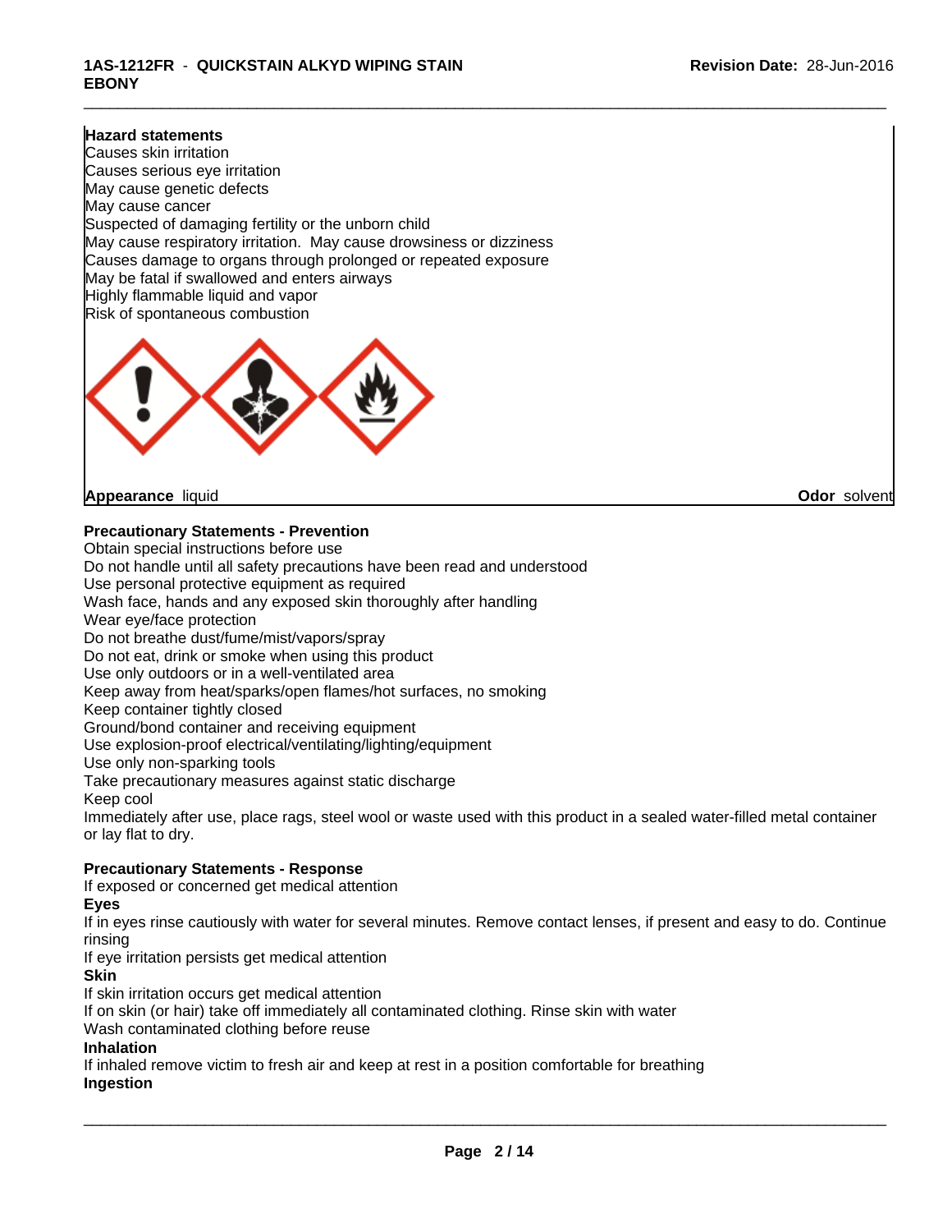**Hazard statements**

Causes skin irritation
Causes serious eye irritation
May cause genetic defects
May cause cancer
Suspected of damaging fertility or the unborn child
May cause respiratory irritation. May cause drowsiness or dizziness
Causes damage to organs through prolonged or repeated exposure
May be fatal if swallowed and enters airways
Highly flammable liquid and vapor
Risk of spontaneous combustion

**Appearance** liquid **Odor** solvent

**Precautionary Statements - Prevention**

Obtain special instructions before use
Do not handle until all safety precautions have been read and understood
Use personal protective equipment as required
Wash face, hands and any exposed skin thoroughly after handling
Wear eye/face protection
Do not breathe dust/fume/mist/vapors/spray
Do not eat, drink or smoke when using this product
Use only outdoors or in a well-ventilated area
Keep away from heat/sparks/open flames/hot surfaces, no smoking
Keep container tightly closed
Ground/bond container and receiving equipment
Use explosion-proof electrical/ventilating/lighting/equipment
Use only non-sparking tools
Take precautionary measures against static discharge
Keep cool
Immediately after use, place rags, steel wool or waste used with this product in a sealed water-filled metal container or lay flat to dry.

**Precautionary Statements - Response**

If exposed or concerned get medical attention

**Eyes**

If in eyes rinse cautiously with water for several minutes. Remove contact lenses, if present and easy to do. Continue rinsing
If eye irritation persists get medical attention

**Skin**

If skin irritation occurs get medical attention
If on skin (or hair) take off immediately all contaminated clothing. Rinse skin with water
Wash contaminated clothing before reuse

**Inhalation**

If inhaled remove victim to fresh air and keep at rest in a position comfortable for breathing

**Ingestion**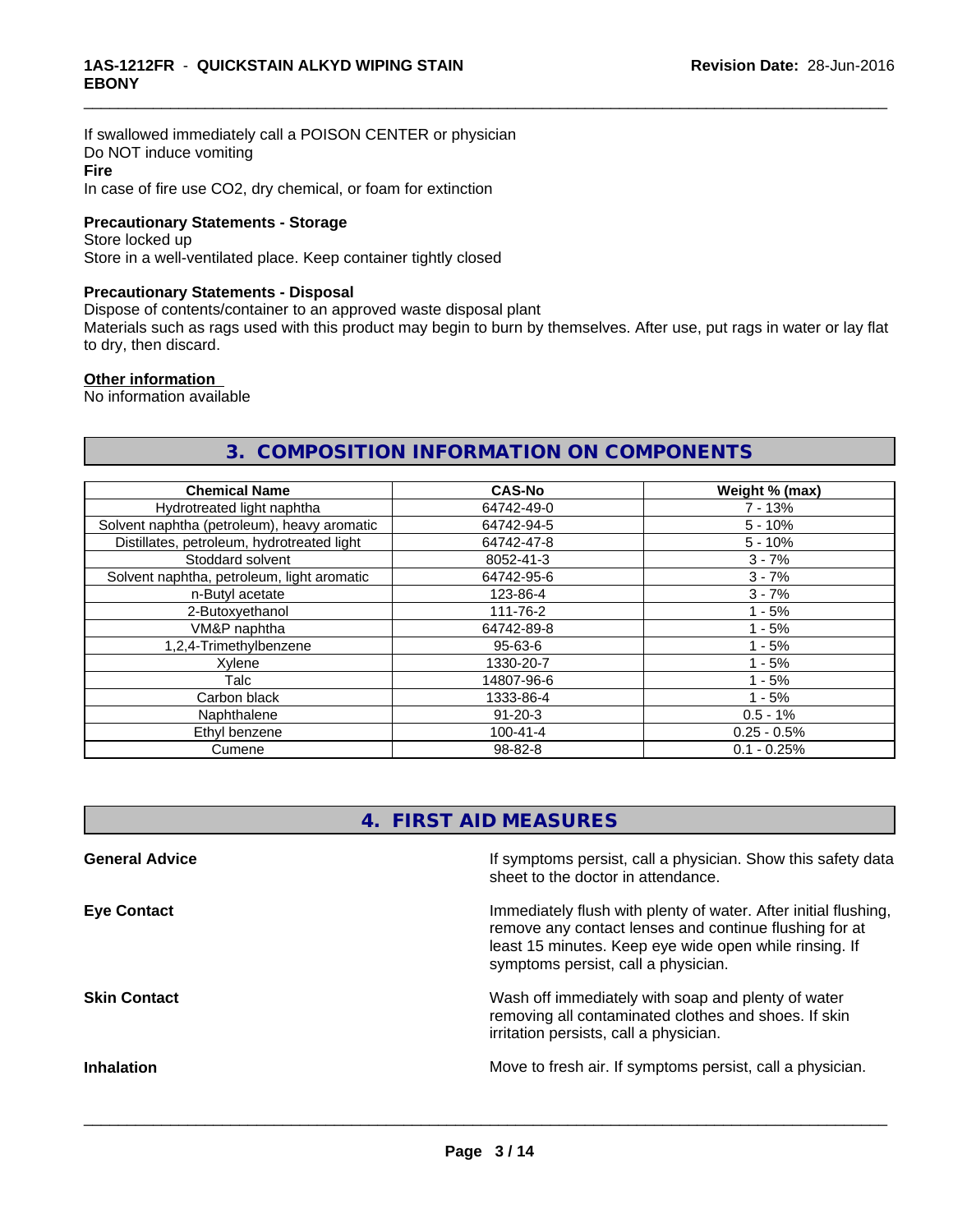If swallowed immediately call a POISON CENTER or physician
Do NOT induce vomiting

**Fire**

In case of fire use CO2, dry chemical, or foam for extinction

**Precautionary Statements - Storage**

Store locked up
Store in a well-ventilated place. Keep container tightly closed

**Precautionary Statements - Disposal**

Dispose of contents/container to an approved waste disposal plant
Materials such as rags used with this product may begin to burn by themselves. After use, put rags in water or lay flat to dry, then discard.

**Other information**

No information available

## 3. COMPOSITION INFORMATION ON COMPONENTS

| Chemical Name | CAS-No | Weight % (max) |
|---|---|---|
| Hydrotreated light naphtha | 64742-49-0 | 7 - 13% |
| Solvent naphtha (petroleum), heavy aromatic | 64742-94-5 | 5 - 10% |
| Distillates, petroleum, hydrotreated light | 64742-47-8 | 5 - 10% |
| Stoddard solvent | 8052-41-3 | 3 - 7% |
| Solvent naphtha, petroleum, light aromatic | 64742-95-6 | 3 - 7% |
| n-Butyl acetate | 123-86-4 | 3 - 7% |
| 2-Butoxyethanol | 111-76-2 | 1 - 5% |
| VM&P naphtha | 64742-89-8 | 1 - 5% |
| 1,2,4-Trimethylbenzene | 95-63-6 | 1 - 5% |
| Xylene | 1330-20-7 | 1 - 5% |
| Talc | 14807-96-6 | 1 - 5% |
| Carbon black | 1333-86-4 | 1 - 5% |
| Naphthalene | 91-20-3 | 0.5 - 1% |
| Ethyl benzene | 100-41-4 | 0.25 - 0.5% |
| Cumene | 98-82-8 | 0.1 - 0.25% |

## 4. FIRST AID MEASURES

**General Advice**

If symptoms persist, call a physician. Show this safety data sheet to the doctor in attendance.

**Eye Contact**

Immediately flush with plenty of water. After initial flushing, remove any contact lenses and continue flushing for at least 15 minutes. Keep eye wide open while rinsing. If symptoms persist, call a physician.

**Skin Contact**

Wash off immediately with soap and plenty of water removing all contaminated clothes and shoes. If skin irritation persists, call a physician.

**Inhalation**

Move to fresh air. If symptoms persist, call a physician.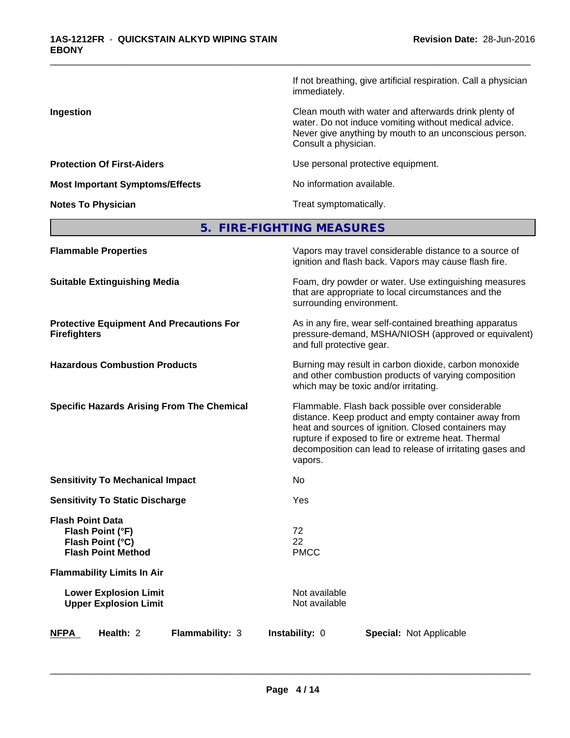If not breathing, give artificial respiration. Call a physician immediately.

**Ingestion**
Clean mouth with water and afterwards drink plenty of water. Do not induce vomiting without medical advice. Never give anything by mouth to an unconscious person. Consult a physician.

**Protection Of First-Aiders**
Use personal protective equipment.

**Most Important Symptoms/Effects**
No information available.

**Notes To Physician**
Treat symptomatically.

## 5. FIRE-FIGHTING MEASURES

**Flammable Properties**
Vapors may travel considerable distance to a source of ignition and flash back. Vapors may cause flash fire.

**Suitable Extinguishing Media**
Foam, dry powder or water. Use extinguishing measures that are appropriate to local circumstances and the surrounding environment.

**Protective Equipment And Precautions For Firefighters**
As in any fire, wear self-contained breathing apparatus pressure-demand, MSHA/NIOSH (approved or equivalent) and full protective gear.

**Hazardous Combustion Products**
Burning may result in carbon dioxide, carbon monoxide and other combustion products of varying composition which may be toxic and/or irritating.

**Specific Hazards Arising From The Chemical**
Flammable. Flash back possible over considerable distance. Keep product and empty container away from heat and sources of ignition. Closed containers may rupture if exposed to fire or extreme heat. Thermal decomposition can lead to release of irritating gases and vapors.

**Sensitivity To Mechanical Impact**
No

**Sensitivity To Static Discharge**
Yes

**Flash Point Data**
- **Flash Point (°F)**: 72
- **Flash Point (°C)**: 22
- **Flash Point Method**: PMCC

**Flammability Limits In Air**
- **Lower Explosion Limit**: Not available
- **Upper Explosion Limit**: Not available

**NFPA** **Health:** 2 **Flammability:** 3 **Instability:** 0 **Special:** Not Applicable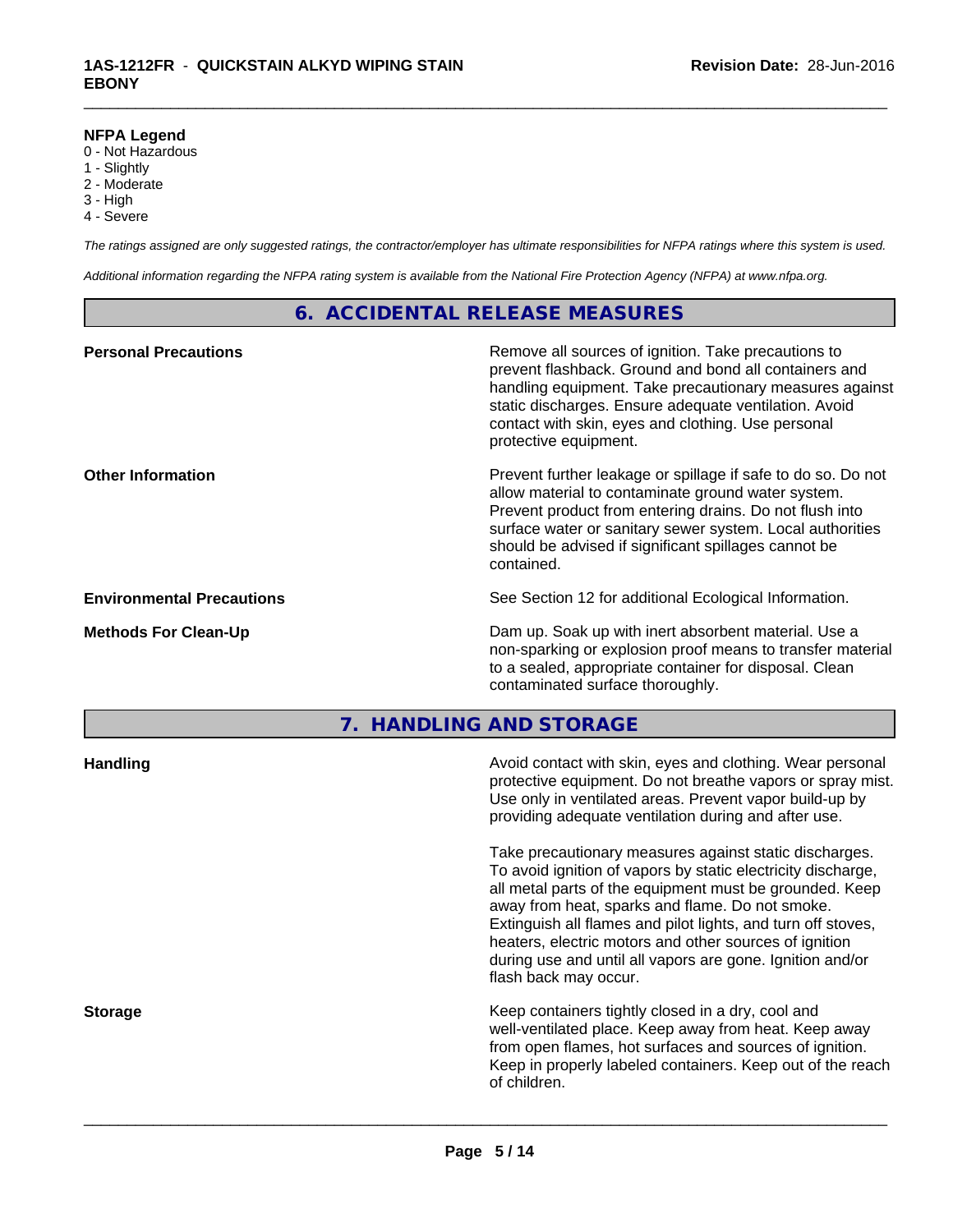**NFPA Legend**
0 - Not Hazardous
1 - Slightly
2 - Moderate
3 - High
4 - Severe

*The ratings assigned are only suggested ratings, the contractor/employer has ultimate responsibilities for NFPA ratings where this system is used.*

*Additional information regarding the NFPA rating system is available from the National Fire Protection Agency (NFPA) at www.nfpa.org.*

## 6. ACCIDENTAL RELEASE MEASURES

**Personal Precautions**

Remove all sources of ignition. Take precautions to prevent flashback. Ground and bond all containers and handling equipment. Take precautionary measures against static discharges. Ensure adequate ventilation. Avoid contact with skin, eyes and clothing. Use personal protective equipment.

**Other Information**

Prevent further leakage or spillage if safe to do so. Do not allow material to contaminate ground water system. Prevent product from entering drains. Do not flush into surface water or sanitary sewer system. Local authorities should be advised if significant spillages cannot be contained.

**Environmental Precautions**

See Section 12 for additional Ecological Information.

**Methods For Clean-Up**

Dam up. Soak up with inert absorbent material. Use a non-sparking or explosion proof means to transfer material to a sealed, appropriate container for disposal. Clean contaminated surface thoroughly.

## 7. HANDLING AND STORAGE

**Handling**

Avoid contact with skin, eyes and clothing. Wear personal protective equipment. Do not breathe vapors or spray mist. Use only in ventilated areas. Prevent vapor build-up by providing adequate ventilation during and after use.

Take precautionary measures against static discharges. To avoid ignition of vapors by static electricity discharge, all metal parts of the equipment must be grounded. Keep away from heat, sparks and flame. Do not smoke. Extinguish all flames and pilot lights, and turn off stoves, heaters, electric motors and other sources of ignition during use and until all vapors are gone. Ignition and/or flash back may occur.

**Storage**

Keep containers tightly closed in a dry, cool and well-ventilated place. Keep away from heat. Keep away from open flames, hot surfaces and sources of ignition. Keep in properly labeled containers. Keep out of the reach of children.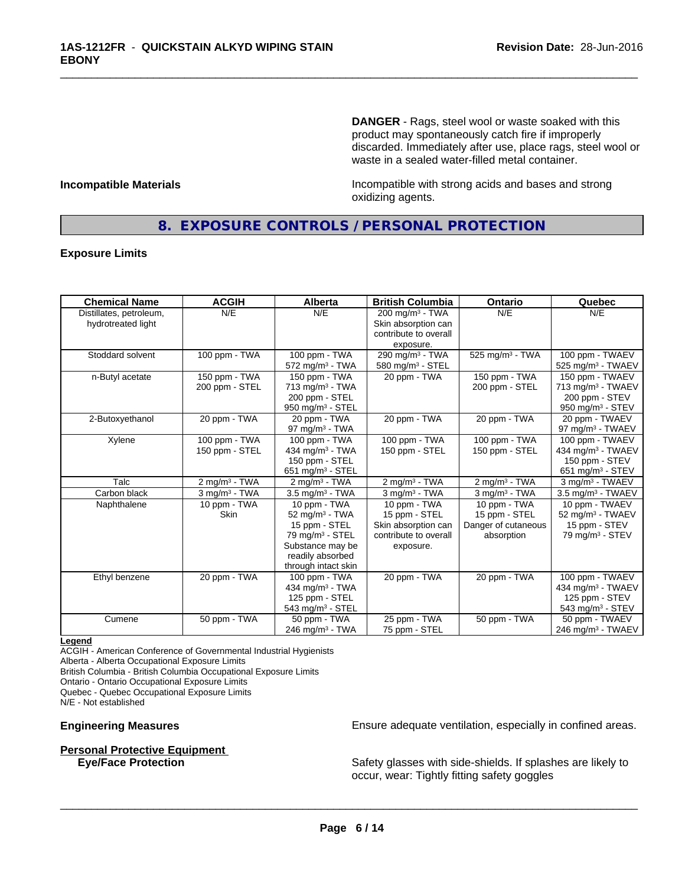**DANGER** - Rags, steel wool or waste soaked with this product may spontaneously catch fire if improperly discarded. Immediately after use, place rags, steel wool or waste in a sealed water-filled metal container.

**Incompatible Materials**

Incompatible with strong acids and bases and strong oxidizing agents.

## 8. EXPOSURE CONTROLS / PERSONAL PROTECTION

**Exposure Limits**

| Chemical Name | ACGIH | Alberta | British Columbia | Ontario | Quebec |
|---|---|---|---|---|---|
| Distillates, petroleum, hydrotreated light | N/E | N/E | 200 mg/m³ - TWA<br>Skin absorption can contribute to overall exposure. | N/E | N/E |
| Stoddard solvent | 100 ppm - TWA | 100 ppm - TWA<br>572 mg/m³ - TWA | 290 mg/m³ - TWA<br>580 mg/m³ - STEL | 525 mg/m³ - TWA | 100 ppm - TWAEV<br>525 mg/m³ - TWAEV |
| n-Butyl acetate | 150 ppm - TWA<br>200 ppm - STEL | 150 ppm - TWA<br>713 mg/m³ - TWA<br>200 ppm - STEL<br>950 mg/m³ - STEL | 20 ppm - TWA | 150 ppm - TWA<br>200 ppm - STEL | 150 ppm - TWAEV<br>713 mg/m³ - TWAEV<br>200 ppm - STEV<br>950 mg/m³ - STEV |
| 2-Butoxyethanol | 20 ppm - TWA | 20 ppm - TWA<br>97 mg/m³ - TWA | 20 ppm - TWA | 20 ppm - TWA | 20 ppm - TWAEV<br>97 mg/m³ - TWAEV |
| Xylene | 100 ppm - TWA<br>150 ppm - STEL | 100 ppm - TWA<br>434 mg/m³ - TWA<br>150 ppm - STEL<br>651 mg/m³ - STEL | 100 ppm - TWA<br>150 ppm - STEL | 100 ppm - TWA<br>150 ppm - STEL | 100 ppm - TWAEV<br>434 mg/m³ - TWAEV<br>150 ppm - STEV<br>651 mg/m³ - STEV |
| Talc | 2 mg/m³ - TWA | 2 mg/m³ - TWA | 2 mg/m³ - TWA | 2 mg/m³ - TWA | 3 mg/m³ - TWAEV |
| Carbon black | 3 mg/m³ - TWA | 3.5 mg/m³ - TWA | 3 mg/m³ - TWA | 3 mg/m³ - TWA | 3.5 mg/m³ - TWAEV |
| Naphthalene | 10 ppm - TWA<br>Skin | 10 ppm - TWA<br>52 mg/m³ - TWA<br>15 ppm - STEL<br>79 mg/m³ - STEL<br>Substance may be readily absorbed through intact skin | 10 ppm - TWA<br>15 ppm - STEL<br>Skin absorption can contribute to overall exposure. | 10 ppm - TWA<br>15 ppm - STEL<br>Danger of cutaneous absorption | 10 ppm - TWAEV<br>52 mg/m³ - TWAEV<br>15 ppm - STEV<br>79 mg/m³ - STEV |
| Ethyl benzene | 20 ppm - TWA | 100 ppm - TWA<br>434 mg/m³ - TWA<br>125 ppm - STEL<br>543 mg/m³ - STEL | 20 ppm - TWA | 20 ppm - TWA | 100 ppm - TWAEV<br>434 mg/m³ - TWAEV<br>125 ppm - STEV<br>543 mg/m³ - STEV |
| Cumene | 50 ppm - TWA | 50 ppm - TWA<br>246 mg/m³ - TWA | 25 ppm - TWA<br>75 ppm - STEL | 50 ppm - TWA | 50 ppm - TWAEV<br>246 mg/m³ - TWAEV |

**Legend**
ACGIH - American Conference of Governmental Industrial Hygienists
Alberta - Alberta Occupational Exposure Limits
British Columbia - British Columbia Occupational Exposure Limits
Ontario - Ontario Occupational Exposure Limits
Quebec - Quebec Occupational Exposure Limits
N/E - Not established

**Engineering Measures**

Ensure adequate ventilation, especially in confined areas.

**Personal Protective Equipment**

**Eye/Face Protection**

Safety glasses with side-shields. If splashes are likely to occur, wear: Tightly fitting safety goggles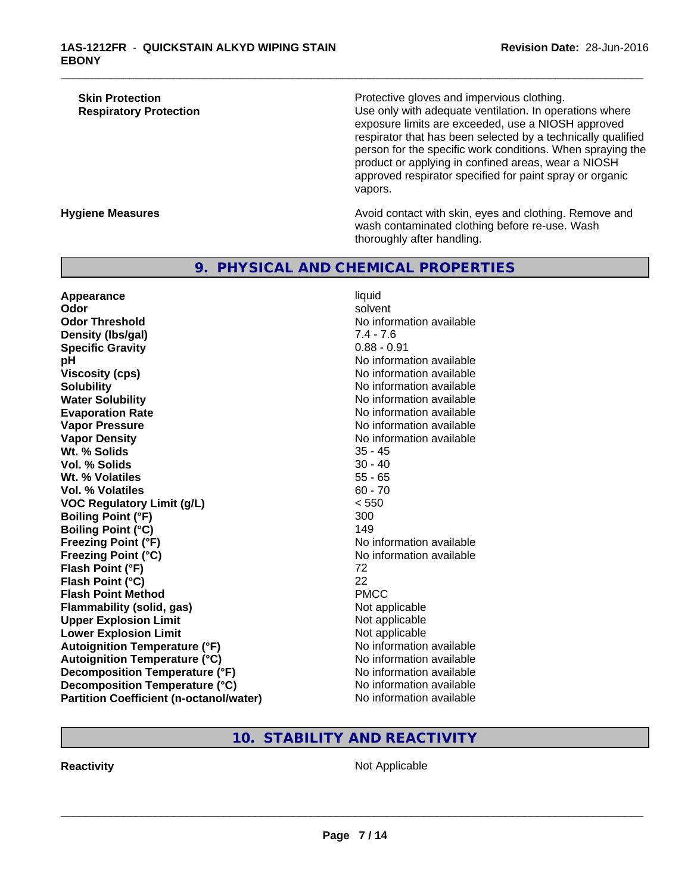| | |
|---|---|
| **Skin Protection** | Protective gloves and impervious clothing. |
| **Respiratory Protection** | Use only with adequate ventilation. In operations where exposure limits are exceeded, use a NIOSH approved respirator that has been selected by a technically qualified person for the specific work conditions. When spraying the product or applying in confined areas, wear a NIOSH approved respirator specified for paint spray or organic vapors. |
| **Hygiene Measures** | Avoid contact with skin, eyes and clothing. Remove and wash contaminated clothing before re-use. Wash thoroughly after handling. |

## 9. PHYSICAL AND CHEMICAL PROPERTIES

| | |
|---|---|
| **Appearance** | liquid |
| **Odor** | solvent |
| **Odor Threshold** | No information available |
| **Density (lbs/gal)** | 7.4 - 7.6 |
| **Specific Gravity** | 0.88 - 0.91 |
| **pH** | No information available |
| **Viscosity (cps)** | No information available |
| **Solubility** | No information available |
| **Water Solubility** | No information available |
| **Evaporation Rate** | No information available |
| **Vapor Pressure** | No information available |
| **Vapor Density** | No information available |
| **Wt. % Solids** | 35 - 45 |
| **Vol. % Solids** | 30 - 40 |
| **Wt. % Volatiles** | 55 - 65 |
| **Vol. % Volatiles** | 60 - 70 |
| **VOC Regulatory Limit (g/L)** | < 550 |
| **Boiling Point (°F)** | 300 |
| **Boiling Point (°C)** | 149 |
| **Freezing Point (°F)** | No information available |
| **Freezing Point (°C)** | No information available |
| **Flash Point (°F)** | 72 |
| **Flash Point (°C)** | 22 |
| **Flash Point Method** | PMCC |
| **Flammability (solid, gas)** | Not applicable |
| **Upper Explosion Limit** | Not applicable |
| **Lower Explosion Limit** | Not applicable |
| **Autoignition Temperature (°F)** | No information available |
| **Autoignition Temperature (°C)** | No information available |
| **Decomposition Temperature (°F)** | No information available |
| **Decomposition Temperature (°C)** | No information available |
| **Partition Coefficient (n-octanol/water)** | No information available |

## 10. STABILITY AND REACTIVITY

| | |
|---|---|
| **Reactivity** | Not Applicable |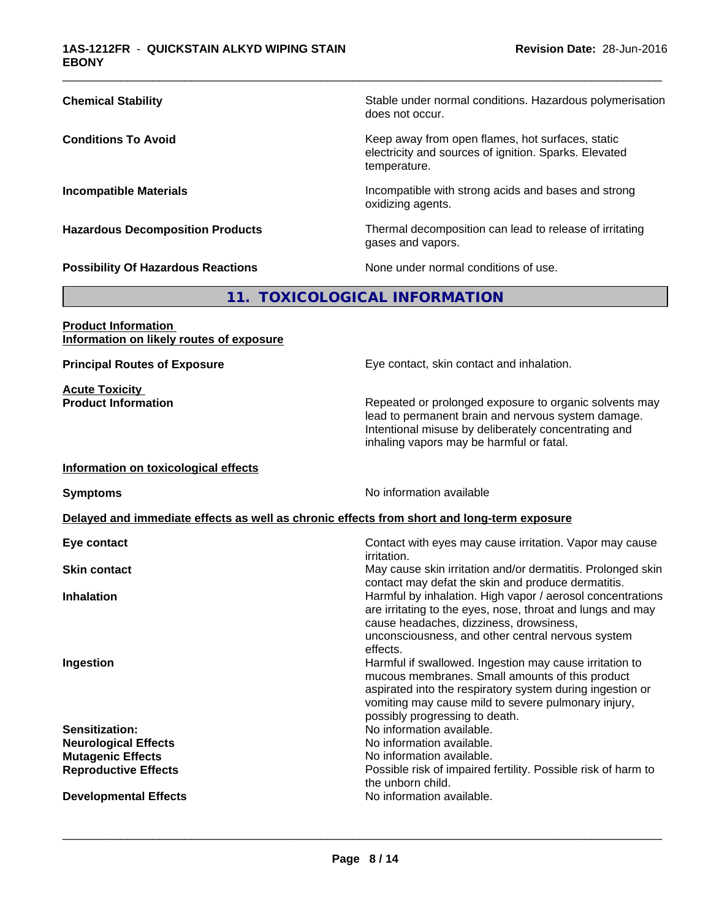| | |
|---|---|
| **Chemical Stability** | Stable under normal conditions. Hazardous polymerisation does not occur. |
| **Conditions To Avoid** | Keep away from open flames, hot surfaces, static electricity and sources of ignition. Sparks. Elevated temperature. |
| **Incompatible Materials** | Incompatible with strong acids and bases and strong oxidizing agents. |
| **Hazardous Decomposition Products** | Thermal decomposition can lead to release of irritating gases and vapors. |
| **Possibility Of Hazardous Reactions** | None under normal conditions of use. |

## 11. TOXICOLOGICAL INFORMATION

**Product Information**
**Information on likely routes of exposure**

| | |
|---|---|
| **Principal Routes of Exposure** | Eye contact, skin contact and inhalation. |

**Acute Toxicity**

| | |
|---|---|
| **Product Information** | Repeated or prolonged exposure to organic solvents may lead to permanent brain and nervous system damage. Intentional misuse by deliberately concentrating and inhaling vapors may be harmful or fatal. |

**Information on toxicological effects**

| | |
|---|---|
| **Symptoms** | No information available |

**Delayed and immediate effects as well as chronic effects from short and long-term exposure**

| | |
|---|---|
| **Eye contact** | Contact with eyes may cause irritation. Vapor may cause irritation. |
| **Skin contact** | May cause skin irritation and/or dermatitis. Prolonged skin contact may defat the skin and produce dermatitis. |
| **Inhalation** | Harmful by inhalation. High vapor / aerosol concentrations are irritating to the eyes, nose, throat and lungs and may cause headaches, dizziness, drowsiness, unconsciousness, and other central nervous system effects. |
| **Ingestion** | Harmful if swallowed. Ingestion may cause irritation to mucous membranes. Small amounts of this product aspirated into the respiratory system during ingestion or vomiting may cause mild to severe pulmonary injury, possibly progressing to death. |
| **Sensitization:** | No information available. |
| **Neurological Effects** | No information available. |
| **Mutagenic Effects** | No information available. |
| **Reproductive Effects** | Possible risk of impaired fertility. Possible risk of harm to the unborn child. |
| **Developmental Effects** | No information available. |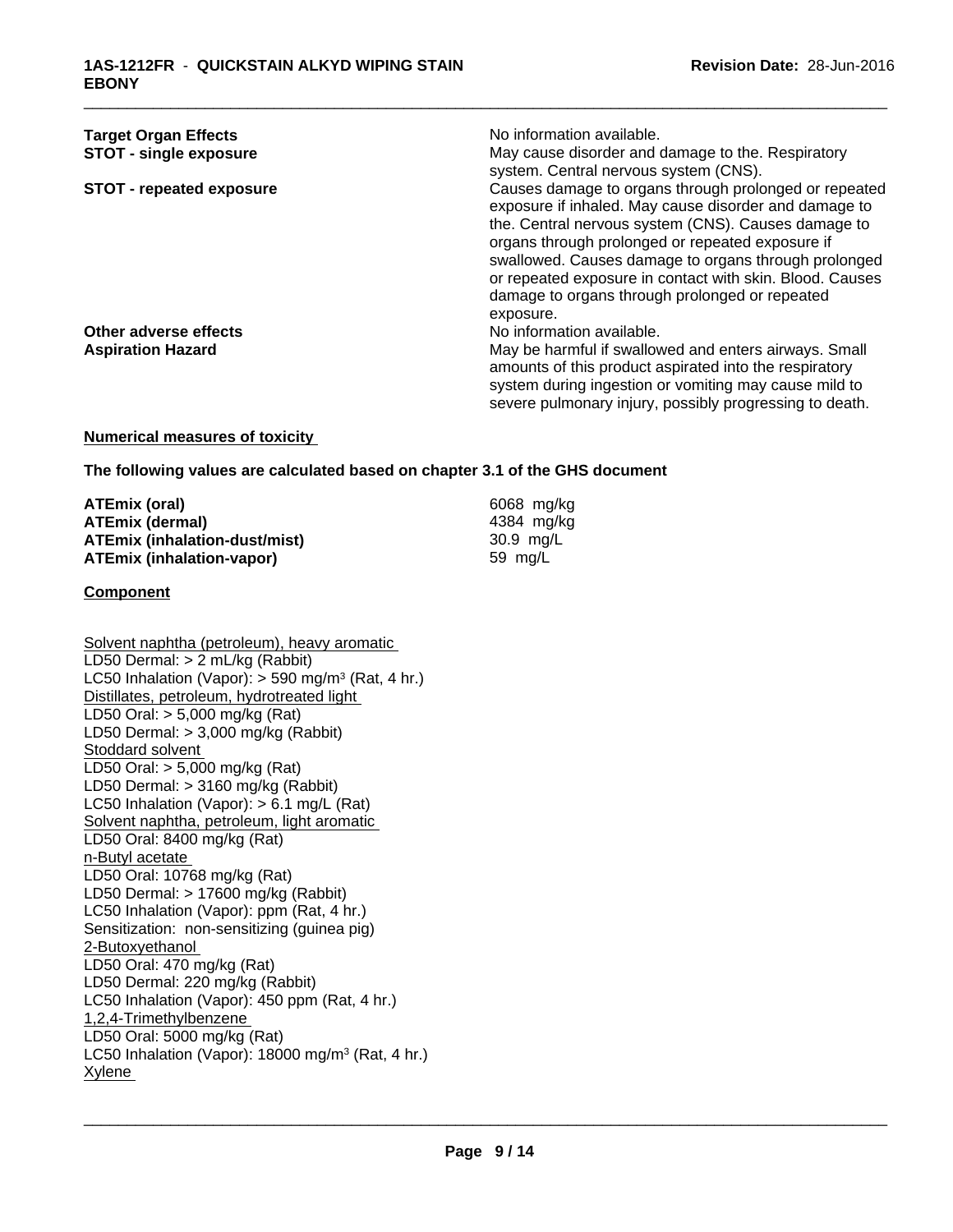| | |
|---|---|
| **Target Organ Effects** | No information available. |
| **STOT - single exposure** | May cause disorder and damage to the. Respiratory system. Central nervous system (CNS). |
| **STOT - repeated exposure** | Causes damage to organs through prolonged or repeated exposure if inhaled. May cause disorder and damage to the. Central nervous system (CNS). Causes damage to organs through prolonged or repeated exposure if swallowed. Causes damage to organs through prolonged or repeated exposure in contact with skin. Blood. Causes damage to organs through prolonged or repeated exposure. |
| **Other adverse effects** | No information available. |
| **Aspiration Hazard** | May be harmful if swallowed and enters airways. Small amounts of this product aspirated into the respiratory system during ingestion or vomiting may cause mild to severe pulmonary injury, possibly progressing to death. |

**Numerical measures of toxicity**

**The following values are calculated based on chapter 3.1 of the GHS document**

| | |
|---|---|
| **ATEmix (oral)** | 6068 mg/kg |
| **ATEmix (dermal)** | 4384 mg/kg |
| **ATEmix (inhalation-dust/mist)** | 30.9 mg/L |
| **ATEmix (inhalation-vapor)** | 59 mg/L |

**Component**

Solvent naphtha (petroleum), heavy aromatic
LD50 Dermal: > 2 mL/kg (Rabbit)
LC50 Inhalation (Vapor): > 590 mg/m$^3$ (Rat, 4 hr.)
Distillates, petroleum, hydrotreated light
LD50 Oral: > 5,000 mg/kg (Rat)
LD50 Dermal: > 3,000 mg/kg (Rabbit)
Stoddard solvent
LD50 Oral: > 5,000 mg/kg (Rat)
LD50 Dermal: > 3160 mg/kg (Rabbit)
LC50 Inhalation (Vapor): > 6.1 mg/L (Rat)
Solvent naphtha, petroleum, light aromatic
LD50 Oral: 8400 mg/kg (Rat)
n-Butyl acetate
LD50 Oral: 10768 mg/kg (Rat)
LD50 Dermal: > 17600 mg/kg (Rabbit)
LC50 Inhalation (Vapor): ppm (Rat, 4 hr.)
Sensitization: non-sensitizing (guinea pig)
2-Butoxyethanol
LD50 Oral: 470 mg/kg (Rat)
LD50 Dermal: 220 mg/kg (Rabbit)
LC50 Inhalation (Vapor): 450 ppm (Rat, 4 hr.)
1,2,4-Trimethylbenzene
LD50 Oral: 5000 mg/kg (Rat)
LC50 Inhalation (Vapor): 18000 mg/m$^3$ (Rat, 4 hr.)
Xylene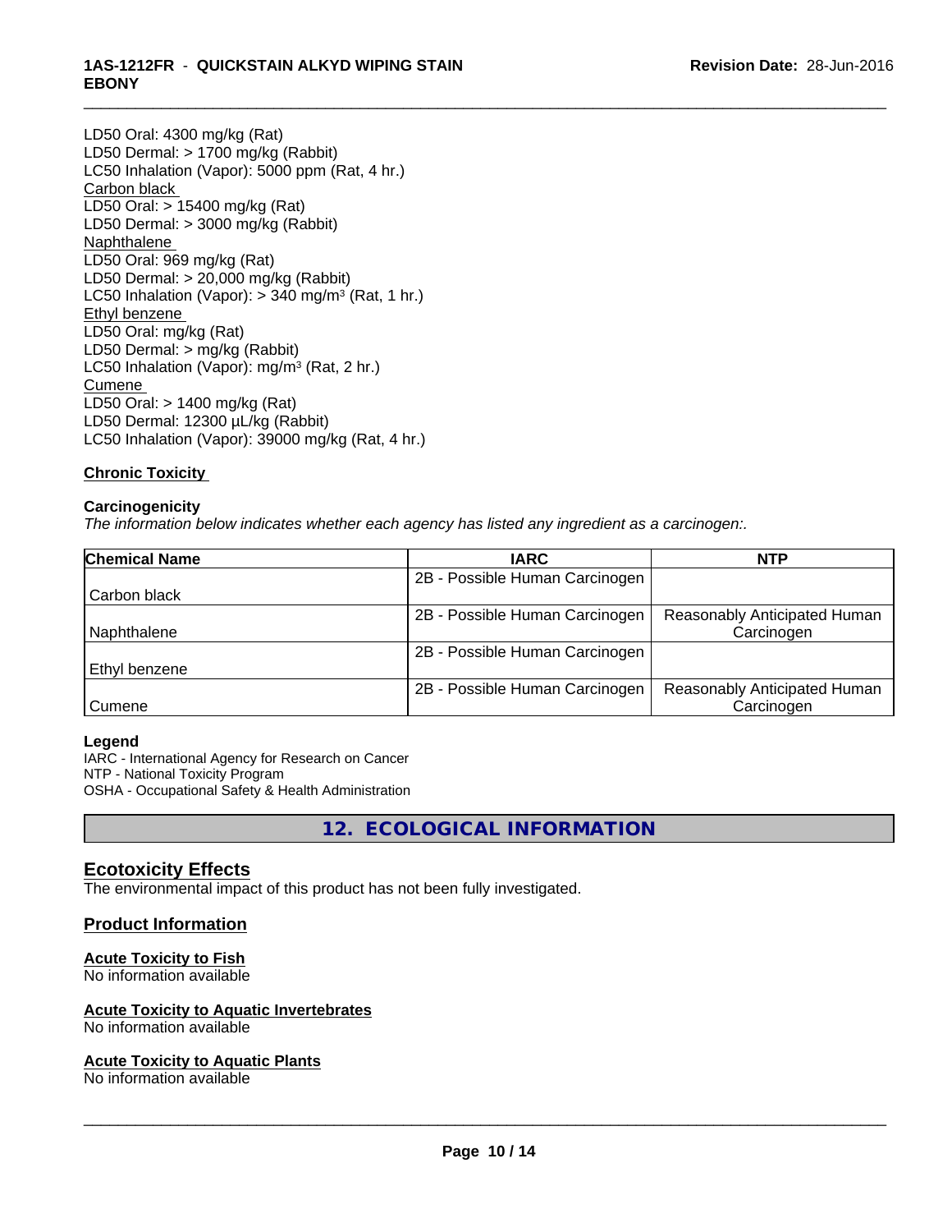LD50 Oral: 4300 mg/kg (Rat)
LD50 Dermal: > 1700 mg/kg (Rabbit)
LC50 Inhalation (Vapor): 5000 ppm (Rat, 4 hr.)
Carbon black
LD50 Oral: > 15400 mg/kg (Rat)
LD50 Dermal: > 3000 mg/kg (Rabbit)
Naphthalene
LD50 Oral: 969 mg/kg (Rat)
LD50 Dermal: > 20,000 mg/kg (Rabbit)
LC50 Inhalation (Vapor): > 340 mg/m³ (Rat, 1 hr.)
Ethyl benzene
LD50 Oral: mg/kg (Rat)
LD50 Dermal: > mg/kg (Rabbit)
LC50 Inhalation (Vapor): mg/m³ (Rat, 2 hr.)
Cumene
LD50 Oral: > 1400 mg/kg (Rat)
LD50 Dermal: 12300 µL/kg (Rabbit)
LC50 Inhalation (Vapor): 39000 mg/kg (Rat, 4 hr.)

**Chronic Toxicity**

**Carcinogenicity**

*The information below indicates whether each agency has listed any ingredient as a carcinogen:.*

| Chemical Name | IARC | NTP |
| --- | --- | --- |
| Carbon black | 2B - Possible Human Carcinogen | |
| Naphthalene | 2B - Possible Human Carcinogen | Reasonably Anticipated Human Carcinogen |
| Ethyl benzene | 2B - Possible Human Carcinogen | |
| Cumene | 2B - Possible Human Carcinogen | Reasonably Anticipated Human Carcinogen |

**Legend**
IARC - International Agency for Research on Cancer
NTP - National Toxicity Program
OSHA - Occupational Safety & Health Administration

## 12. ECOLOGICAL INFORMATION

### Ecotoxicity Effects

The environmental impact of this product has not been fully investigated.

### Product Information

**Acute Toxicity to Fish**
No information available

**Acute Toxicity to Aquatic Invertebrates**
No information available

**Acute Toxicity to Aquatic Plants**
No information available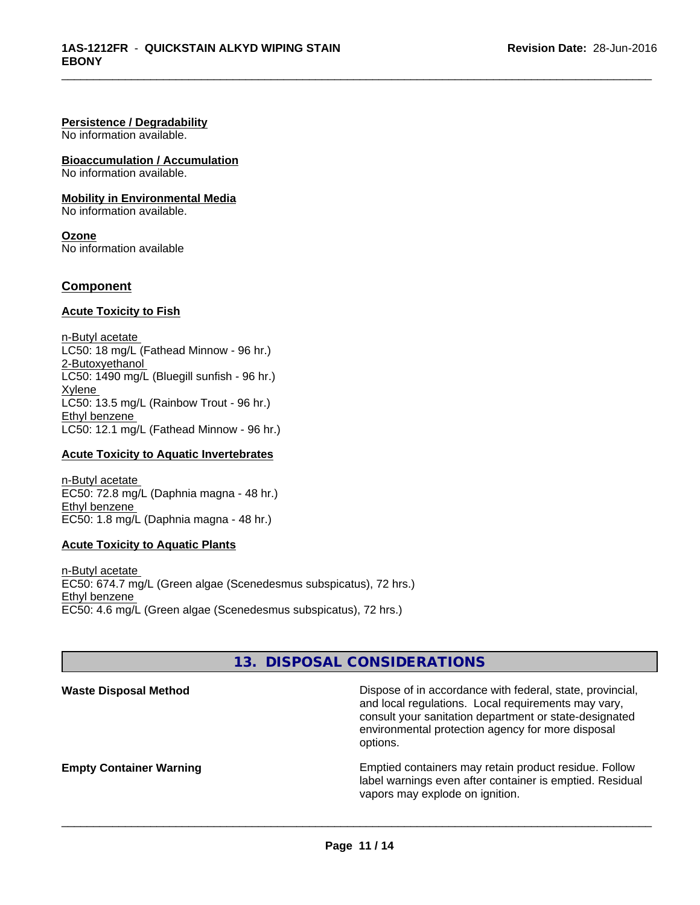**Persistence / Degradability**
No information available.

**Bioaccumulation / Accumulation**
No information available.

**Mobility in Environmental Media**
No information available.

**Ozone**
No information available

## Component

**Acute Toxicity to Fish**

n-Butyl acetate
LC50: 18 mg/L (Fathead Minnow - 96 hr.)
2-Butoxyethanol
LC50: 1490 mg/L (Bluegill sunfish - 96 hr.)
Xylene
LC50: 13.5 mg/L (Rainbow Trout - 96 hr.)
Ethyl benzene
LC50: 12.1 mg/L (Fathead Minnow - 96 hr.)

**Acute Toxicity to Aquatic Invertebrates**

n-Butyl acetate
EC50: 72.8 mg/L (Daphnia magna - 48 hr.)
Ethyl benzene
EC50: 1.8 mg/L (Daphnia magna - 48 hr.)

**Acute Toxicity to Aquatic Plants**

n-Butyl acetate
EC50: 674.7 mg/L (Green algae (Scenedesmus subspicatus), 72 hrs.)
Ethyl benzene
EC50: 4.6 mg/L (Green algae (Scenedesmus subspicatus), 72 hrs.)

## 13. DISPOSAL CONSIDERATIONS

**Waste Disposal Method**

Dispose of in accordance with federal, state, provincial, and local regulations. Local requirements may vary, consult your sanitation department or state-designated environmental protection agency for more disposal options.

**Empty Container Warning**

Emptied containers may retain product residue. Follow label warnings even after container is emptied. Residual vapors may explode on ignition.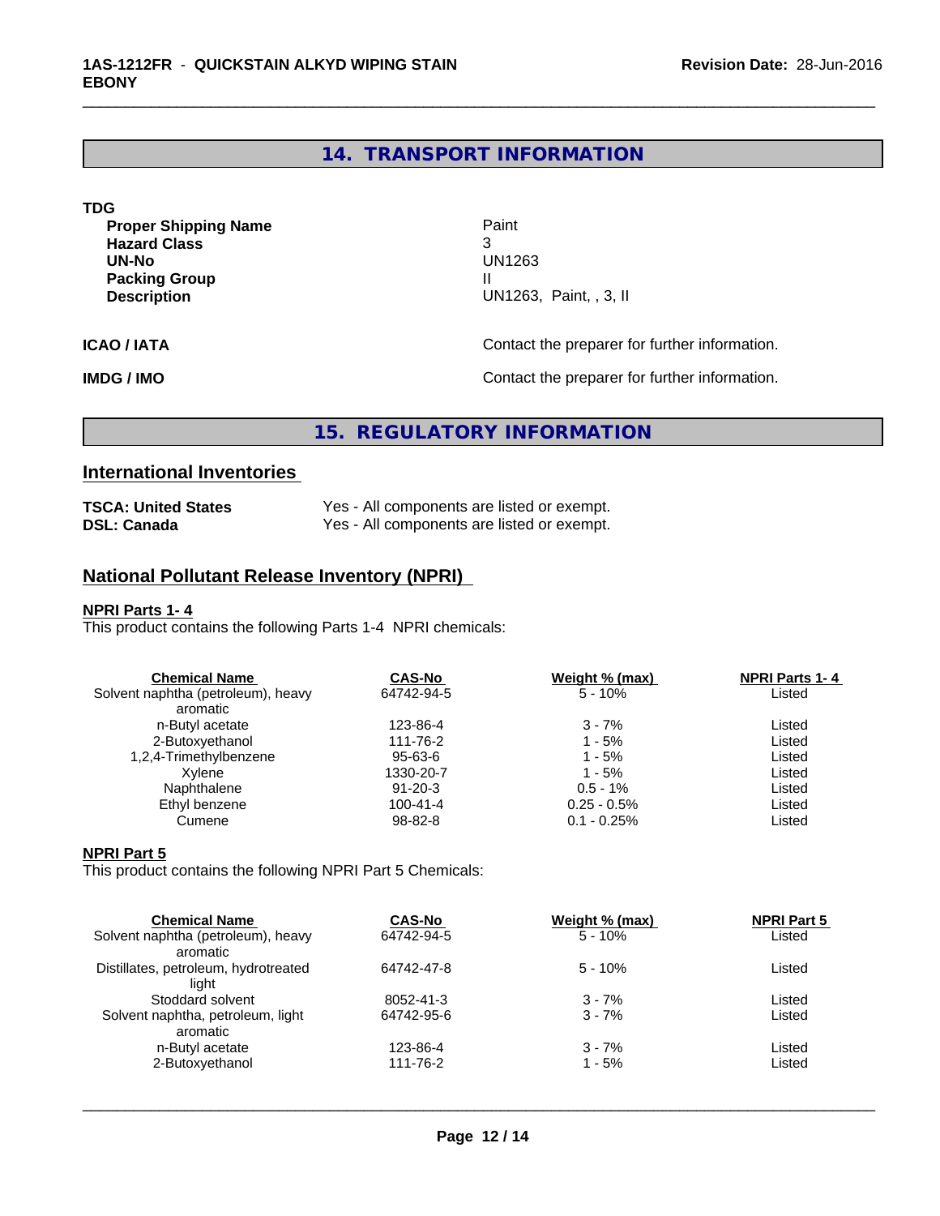## 14. TRANSPORT INFORMATION

**TDG**

| | |
|---|---|
| **Proper Shipping Name** | Paint |
| **Hazard Class** | 3 |
| **UN-No** | UN1263 |
| **Packing Group** | II |
| **Description** | UN1263, Paint, , 3, II |

**ICAO / IATA** Contact the preparer for further information.

**IMDG / IMO** Contact the preparer for further information.

## 15. REGULATORY INFORMATION

### International Inventories

| | |
|---|---|
| **TSCA: United States** | Yes - All components are listed or exempt. |
| **DSL: Canada** | Yes - All components are listed or exempt. |

### National Pollutant Release Inventory (NPRI)

**NPRI Parts 1- 4**

This product contains the following Parts 1-4 NPRI chemicals:

| Chemical Name | CAS-No | Weight % (max) | NPRI Parts 1- 4 |
|---|---|---|---|
| Solvent naphtha (petroleum), heavy aromatic | 64742-94-5 | 5 - 10% | Listed |
| n-Butyl acetate | 123-86-4 | 3 - 7% | Listed |
| 2-Butoxyethanol | 111-76-2 | 1 - 5% | Listed |
| 1,2,4-Trimethylbenzene | 95-63-6 | 1 - 5% | Listed |
| Xylene | 1330-20-7 | 1 - 5% | Listed |
| Naphthalene | 91-20-3 | 0.5 - 1% | Listed |
| Ethyl benzene | 100-41-4 | 0.25 - 0.5% | Listed |
| Cumene | 98-82-8 | 0.1 - 0.25% | Listed |

**NPRI Part 5**

This product contains the following NPRI Part 5 Chemicals:

| Chemical Name | CAS-No | Weight % (max) | NPRI Part 5 |
|---|---|---|---|
| Solvent naphtha (petroleum), heavy aromatic | 64742-94-5 | 5 - 10% | Listed |
| Distillates, petroleum, hydrotreated light | 64742-47-8 | 5 - 10% | Listed |
| Stoddard solvent | 8052-41-3 | 3 - 7% | Listed |
| Solvent naphtha, petroleum, light aromatic | 64742-95-6 | 3 - 7% | Listed |
| n-Butyl acetate | 123-86-4 | 3 - 7% | Listed |
| 2-Butoxyethanol | 111-76-2 | 1 - 5% | Listed |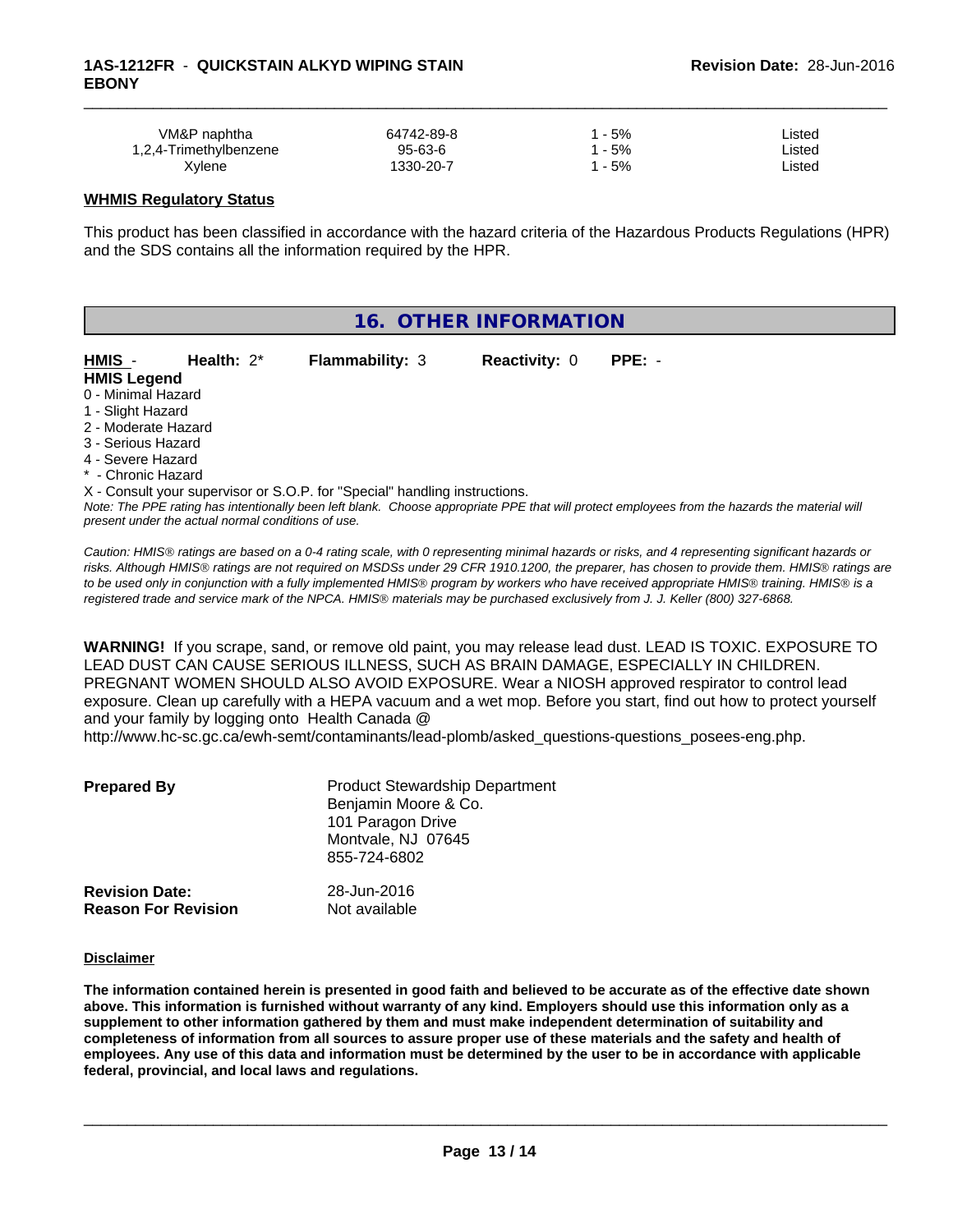| | | | |
|---|---|---|---|
| VM&P naphtha | 64742-89-8 | 1 - 5% | Listed |
| 1,2,4-Trimethylbenzene | 95-63-6 | 1 - 5% | Listed |
| Xylene | 1330-20-7 | 1 - 5% | Listed |

**WHMIS Regulatory Status**

This product has been classified in accordance with the hazard criteria of the Hazardous Products Regulations (HPR) and the SDS contains all the information required by the HPR.

## 16. OTHER INFORMATION

**HMIS** - **Health:** 2* **Flammability:** 3 **Reactivity:** 0 **PPE:** -

**HMIS Legend**
0 - Minimal Hazard
1 - Slight Hazard
2 - Moderate Hazard
3 - Serious Hazard
4 - Severe Hazard
* - Chronic Hazard
X - Consult your supervisor or S.O.P. for "Special" handling instructions.

*Note: The PPE rating has intentionally been left blank. Choose appropriate PPE that will protect employees from the hazards the material will present under the actual normal conditions of use.*

*Caution: HMIS® ratings are based on a 0-4 rating scale, with 0 representing minimal hazards or risks, and 4 representing significant hazards or risks. Although HMIS® ratings are not required on MSDSs under 29 CFR 1910.1200, the preparer, has chosen to provide them. HMIS® ratings are to be used only in conjunction with a fully implemented HMIS® program by workers who have received appropriate HMIS® training. HMIS® is a registered trade and service mark of the NPCA. HMIS® materials may be purchased exclusively from J. J. Keller (800) 327-6868.*

**WARNING!** If you scrape, sand, or remove old paint, you may release lead dust. LEAD IS TOXIC. EXPOSURE TO LEAD DUST CAN CAUSE SERIOUS ILLNESS, SUCH AS BRAIN DAMAGE, ESPECIALLY IN CHILDREN. PREGNANT WOMEN SHOULD ALSO AVOID EXPOSURE. Wear a NIOSH approved respirator to control lead exposure. Clean up carefully with a HEPA vacuum and a wet mop. Before you start, find out how to protect yourself and your family by logging onto Health Canada @ http://www.hc-sc.gc.ca/ewh-semt/contaminants/lead-plomb/asked_questions-questions_posees-eng.php.

**Prepared By**
Product Stewardship Department
Benjamin Moore & Co.
101 Paragon Drive
Montvale, NJ 07645
855-724-6802

**Revision Date:** 28-Jun-2016
**Reason For Revision** Not available

**Disclaimer**

**The information contained herein is presented in good faith and believed to be accurate as of the effective date shown above. This information is furnished without warranty of any kind. Employers should use this information only as a supplement to other information gathered by them and must make independent determination of suitability and completeness of information from all sources to assure proper use of these materials and the safety and health of employees. Any use of this data and information must be determined by the user to be in accordance with applicable federal, provincial, and local laws and regulations.**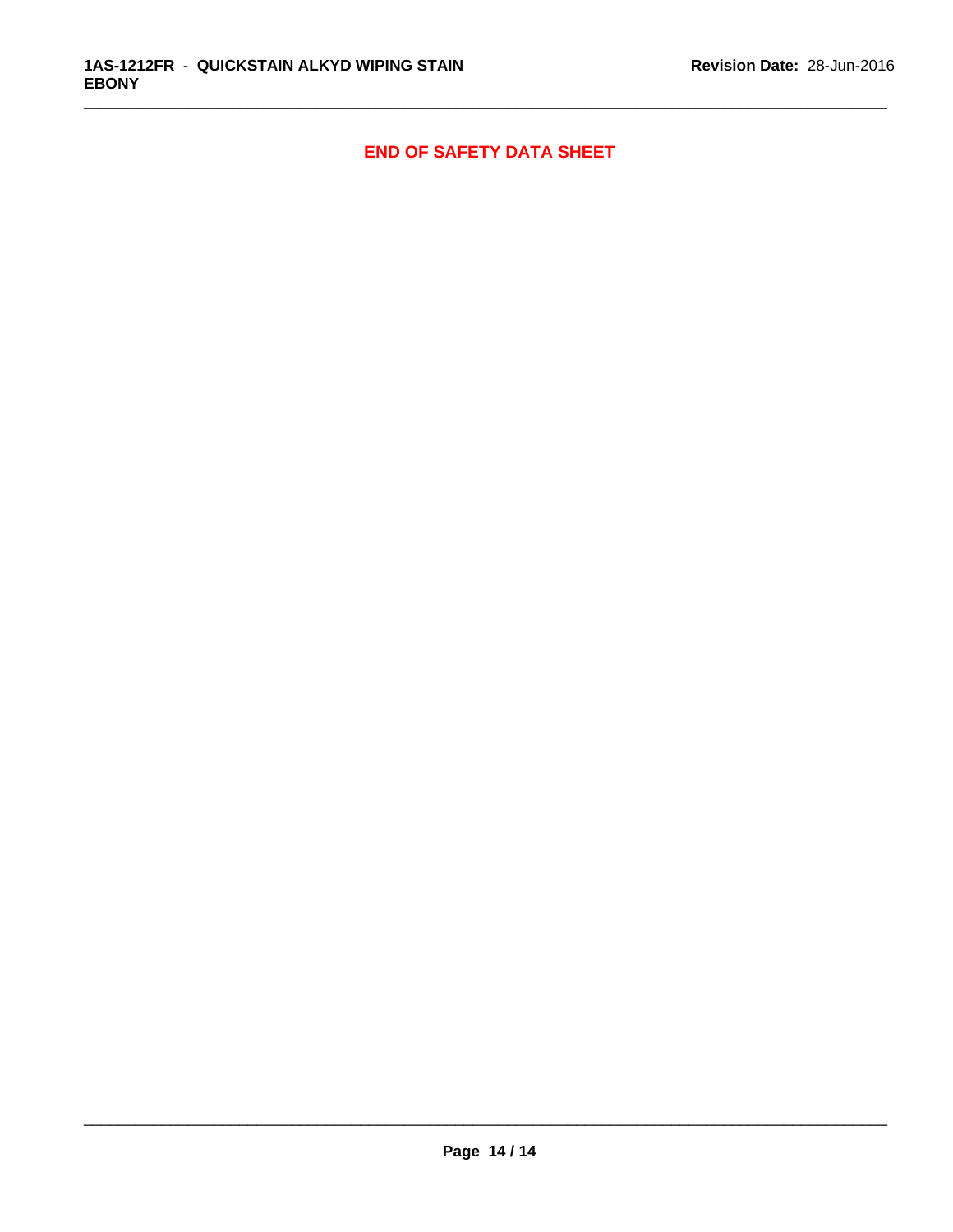**END OF SAFETY DATA SHEET**